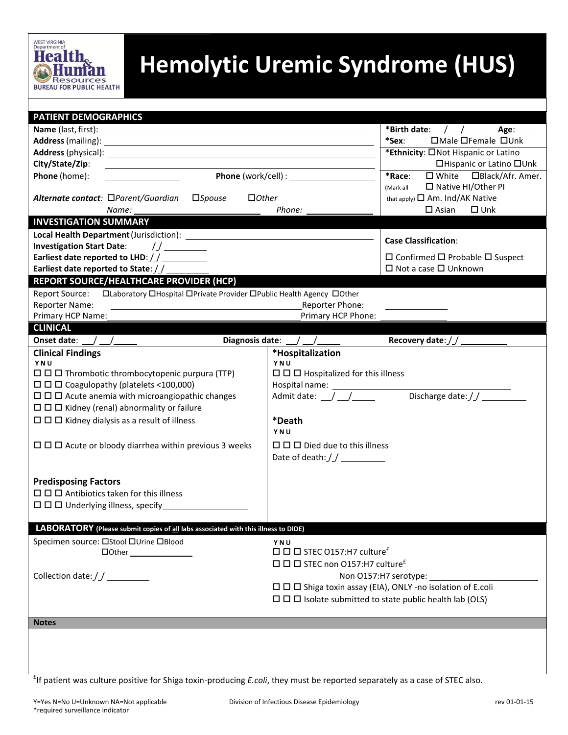WEST VIRGINIA Department of Health & Human Resources BUREAU FOR PUBLIC HEALTH

# Hemolytic Uremic Syndrome (HUS)

## PATIENT DEMOGRAPHICS

**Name** (last, first): \_\_\_\_\_\_\_\_\_\_\_\_\_\_\_\_\_\_\_\_

**Address** (mailing): \_\_\_\_\_\_\_\_\_\_\_\_\_\_\_\_\_\_\_\_

**Address** (physical): \_\_\_\_\_\_\_\_\_\_\_\_\_\_\_\_\_\_\_\_

**City/State/Zip**: \_\_\_\_\_\_\_\_\_\_\_\_\_\_\_\_\_\_\_\_

**Phone** (home): \_\_\_\_\_\_\_\_\_\_ **Phone** (work/cell) : \_\_\_\_\_\_\_\_\_\_

***Alternate contact:*** *☐Parent/Guardian ☐Spouse ☐Other*

*Name:* \_\_\_\_\_\_\_\_\_\_\_\_\_\_\_\_ *Phone:* \_\_\_\_\_\_\_\_\_\_

***Birth date**: \_\_/\_\_/\_\_\_\_ **Age**: \_\_\_\_

***Sex**: ☐Male ☐Female ☐Unk

***Ethnicity**: ☐Not Hispanic or Latino ☐Hispanic or Latino ☐Unk

***Race**: (Mark all that apply) ☐ White ☐Black/Afr. Amer. ☐ Native HI/Other PI ☐ Am. Ind/AK Native ☐ Asian ☐ Unk

## INVESTIGATION SUMMARY

**Local Health Department** (Jurisdiction): \_\_\_\_\_\_\_\_\_\_\_\_\_\_\_\_\_\_\_\_

**Investigation Start Date**: \_\_/\_\_/\_\_\_\_

**Earliest date reported to LHD**: \_\_/\_\_/\_\_\_\_

**Earliest date reported to State**: \_\_/\_\_/\_\_\_\_

**Case Classification**:

☐ Confirmed ☐ Probable ☐ Suspect ☐ Not a case ☐ Unknown

## REPORT SOURCE/HEALTHCARE PROVIDER (HCP)

Report Source: ☐Laboratory ☐Hospital ☐Private Provider ☐Public Health Agency ☐Other

Reporter Name: \_\_\_\_\_\_\_\_\_\_\_\_\_\_\_\_ Reporter Phone: \_\_\_\_\_\_\_\_\_\_

Primary HCP Name: \_\_\_\_\_\_\_\_\_\_\_\_\_\_\_\_ Primary HCP Phone: \_\_\_\_\_\_\_\_\_\_

## CLINICAL

**Onset date**: \_\_/\_\_/\_\_\_\_ **Diagnosis date**: \_\_/\_\_/\_\_\_\_ **Recovery date**: \_\_/\_\_/\_\_\_\_

### Clinical Findings

Y N U

- ☐ ☐ ☐ Thrombotic thrombocytopenic purpura (TTP)
- ☐ ☐ ☐ Coagulopathy (platelets <100,000)
- ☐ ☐ ☐ Acute anemia with microangiopathic changes
- ☐ ☐ ☐ Kidney (renal) abnormality or failure
- ☐ ☐ ☐ Kidney dialysis as a result of illness
- ☐ ☐ ☐ Acute or bloody diarrhea within previous 3 weeks

### Predisposing Factors

- ☐ ☐ ☐ Antibiotics taken for this illness
- ☐ ☐ ☐ Underlying illness, specify \_\_\_\_\_\_\_\_\_\_\_\_\_\_\_\_

### *Hospitalization

Y N U

- ☐ ☐ ☐ Hospitalized for this illness

Hospital name: \_\_\_\_\_\_\_\_\_\_\_\_\_\_\_\_\_\_\_\_

Admit date: \_\_/\_\_/\_\_\_\_ Discharge date: \_\_/\_\_/\_\_\_\_

### *Death

Y N U

- ☐ ☐ ☐ Died due to this illness

Date of death: \_\_/\_\_/\_\_\_\_

## LABORATORY (Please submit copies of all labs associated with this illness to DIDE)

Specimen source: ☐Stool ☐Urine ☐Blood ☐Other \_\_\_\_\_\_\_\_\_\_

Collection date: \_\_/\_\_/\_\_\_\_

Y N U

- ☐ ☐ ☐ STEC O157:H7 culture[£]
- ☐ ☐ ☐ STEC non O157:H7 culture[£]

  Non O157:H7 serotype: \_\_\_\_\_\_\_\_\_\_\_\_\_\_\_\_

- ☐ ☐ ☐ Shiga toxin assay (EIA), ONLY -no isolation of E.coli
- ☐ ☐ ☐ Isolate submitted to state public health lab (OLS)

## Notes

[£]If patient was culture positive for Shiga toxin-producing *E.coli*, they must be reported separately as a case of STEC also.

Y=Yes N=No U=Unknown NA=Not applicable
*required surveillance indicator

Division of Infectious Disease Epidemiology rev 01-01-15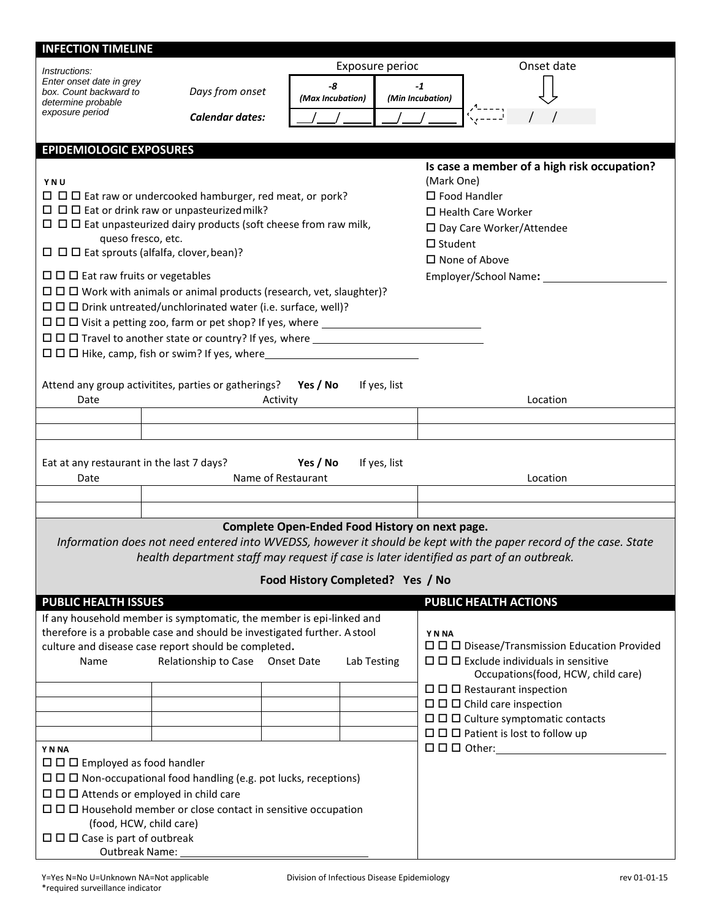## INFECTION TIMELINE

*Instructions: Enter onset date in grey box. Count backward to determine probable exposure period*

| | Exposure period | | Onset date |
|---|---|---|---|
| *Days from onset* | *-8 (Max Incubation)* | *-1 (Min Incubation)* | ⇩ |
| ***Calendar dates:*** | ___/___/_____ | ___/___/_____ | / / |

## EPIDEMIOLOGIC EXPOSURES

**Y N U**

- ☐ ☐ ☐ Eat raw or undercooked hamburger, red meat, or pork?
- ☐ ☐ ☐ Eat or drink raw or unpasteurized milk?
- ☐ ☐ ☐ Eat unpasteurized dairy products (soft cheese from raw milk, queso fresco, etc.
- ☐ ☐ ☐ Eat sprouts (alfalfa, clover, bean)?
- ☐ ☐ ☐ Eat raw fruits or vegetables
- ☐ ☐ ☐ Work with animals or animal products (research, vet, slaughter)?
- ☐ ☐ ☐ Drink untreated/unchlorinated water (i.e. surface, well)?
- ☐ ☐ ☐ Visit a petting zoo, farm or pet shop? If yes, where ______________________
- ☐ ☐ ☐ Travel to another state or country? If yes, where ______________________
- ☐ ☐ ☐ Hike, camp, fish or swim? If yes, where______________________

**Is case a member of a high risk occupation?** (Mark One)

- ☐ Food Handler
- ☐ Health Care Worker
- ☐ Day Care Worker/Attendee
- ☐ Student
- ☐ None of Above

Employer/School Name**:** ______________________

Attend any group activitites, parties or gatherings? **Yes / No** If yes, list

| Date | Activity | Location |
|---|---|---|
| | | |
| | | |

Eat at any restaurant in the last 7 days? **Yes / No** If yes, list

| Date | Name of Restaurant | Location |
|---|---|---|
| | | |
| | | |

**Complete Open-Ended Food History on next page.**

*Information does not need entered into WVEDSS, however it should be kept with the paper record of the case. State health department staff may request if case is later identified as part of an outbreak.*

**Food History Completed? Yes / No**

## PUBLIC HEALTH ISSUES

If any household member is symptomatic, the member is epi-linked and therefore is a probable case and should be investigated further. A stool culture and disease case report should be completed**.**

| Name | Relationship to Case | Onset Date | Lab Testing |
|---|---|---|---|
| | | | |
| | | | |
| | | | |
| | | | |

**Y N NA**

- ☐ ☐ ☐ Employed as food handler
- ☐ ☐ ☐ Non-occupational food handling (e.g. pot lucks, receptions)
- ☐ ☐ ☐ Attends or employed in child care
- ☐ ☐ ☐ Household member or close contact in sensitive occupation (food, HCW, child care)
- ☐ ☐ ☐ Case is part of outbreak
  Outbreak Name: ______________________

## PUBLIC HEALTH ACTIONS

**Y N NA**

- ☐ ☐ ☐ Disease/Transmission Education Provided
- ☐ ☐ ☐ Exclude individuals in sensitive Occupations(food, HCW, child care)
- ☐ ☐ ☐ Restaurant inspection
- ☐ ☐ ☐ Child care inspection
- ☐ ☐ ☐ Culture symptomatic contacts
- ☐ ☐ ☐ Patient is lost to follow up
- ☐ ☐ ☐ Other: ______________________

Y=Yes N=No U=Unknown NA=Not applicable
*required surveillance indicator

Division of Infectious Disease Epidemiology rev 01-01-15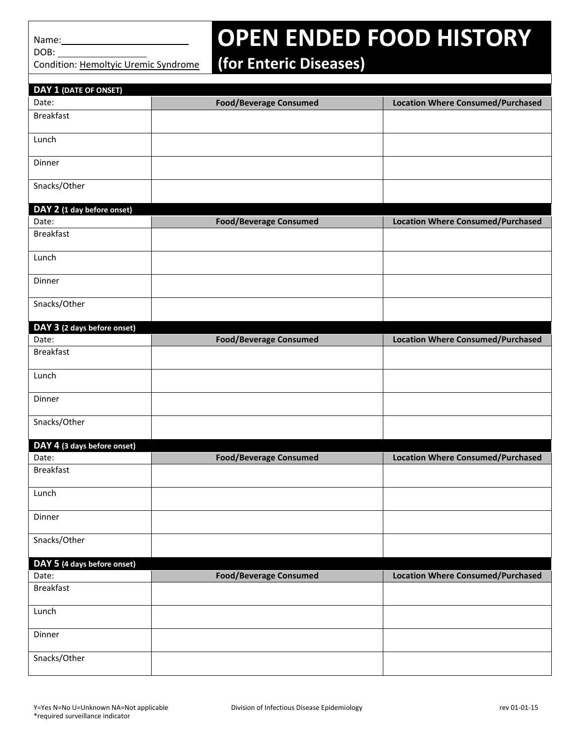Name:

DOB:

Condition: Hemoltyic Uremic Syndrome

# OPEN ENDED FOOD HISTORY

## (for Enteric Diseases)

| DAY 1 (DATE OF ONSET) | | |
|---|---|---|
| Date: | Food/Beverage Consumed | Location Where Consumed/Purchased |
| Breakfast | | |
| Lunch | | |
| Dinner | | |
| Snacks/Other | | |

| DAY 2 (1 day before onset) | | |
|---|---|---|
| Date: | Food/Beverage Consumed | Location Where Consumed/Purchased |
| Breakfast | | |
| Lunch | | |
| Dinner | | |
| Snacks/Other | | |

| DAY 3 (2 days before onset) | | |
|---|---|---|
| Date: | Food/Beverage Consumed | Location Where Consumed/Purchased |
| Breakfast | | |
| Lunch | | |
| Dinner | | |
| Snacks/Other | | |

| DAY 4 (3 days before onset) | | |
|---|---|---|
| Date: | Food/Beverage Consumed | Location Where Consumed/Purchased |
| Breakfast | | |
| Lunch | | |
| Dinner | | |
| Snacks/Other | | |

| DAY 5 (4 days before onset) | | |
|---|---|---|
| Date: | Food/Beverage Consumed | Location Where Consumed/Purchased |
| Breakfast | | |
| Lunch | | |
| Dinner | | |
| Snacks/Other | | |

Y=Yes N=No U=Unknown NA=Not applicable

*required surveillance indicator

Division of Infectious Disease Epidemiology

rev 01-01-15